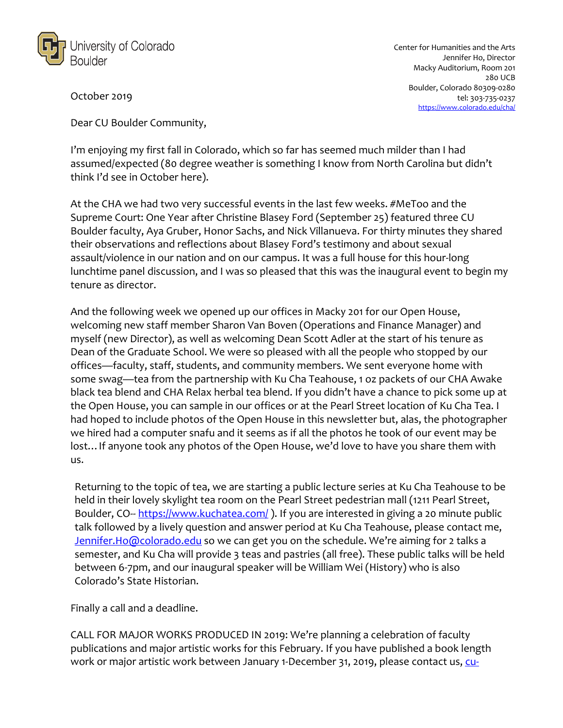University of Colorado Boulder

Center for Humanities and the Arts
Jennifer Ho, Director
Macky Auditorium, Room 201
280 UCB
Boulder, Colorado 80309-0280
tel: 303-735-0237
https://www.colorado.edu/cha/

October 2019

Dear CU Boulder Community,

I'm enjoying my first fall in Colorado, which so far has seemed much milder than I had assumed/expected (80 degree weather is something I know from North Carolina but didn't think I'd see in October here).

At the CHA we had two very successful events in the last few weeks. #MeToo and the Supreme Court: One Year after Christine Blasey Ford (September 25) featured three CU Boulder faculty, Aya Gruber, Honor Sachs, and Nick Villanueva. For thirty minutes they shared their observations and reflections about Blasey Ford's testimony and about sexual assault/violence in our nation and on our campus. It was a full house for this hour-long lunchtime panel discussion, and I was so pleased that this was the inaugural event to begin my tenure as director.

And the following week we opened up our offices in Macky 201 for our Open House, welcoming new staff member Sharon Van Boven (Operations and Finance Manager) and myself (new Director), as well as welcoming Dean Scott Adler at the start of his tenure as Dean of the Graduate School. We were so pleased with all the people who stopped by our offices—faculty, staff, students, and community members. We sent everyone home with some swag—tea from the partnership with Ku Cha Teahouse, 1 oz packets of our CHA Awake black tea blend and CHA Relax herbal tea blend. If you didn't have a chance to pick some up at the Open House, you can sample in our offices or at the Pearl Street location of Ku Cha Tea. I had hoped to include photos of the Open House in this newsletter but, alas, the photographer we hired had a computer snafu and it seems as if all the photos he took of our event may be lost… If anyone took any photos of the Open House, we'd love to have you share them with us.

Returning to the topic of tea, we are starting a public lecture series at Ku Cha Teahouse to be held in their lovely skylight tea room on the Pearl Street pedestrian mall (1211 Pearl Street, Boulder, CO-- https://www.kuchatea.com/ ). If you are interested in giving a 20 minute public talk followed by a lively question and answer period at Ku Cha Teahouse, please contact me, Jennifer.Ho@colorado.edu so we can get you on the schedule. We're aiming for 2 talks a semester, and Ku Cha will provide 3 teas and pastries (all free). These public talks will be held between 6-7pm, and our inaugural speaker will be William Wei (History) who is also Colorado's State Historian.

Finally a call and a deadline.

CALL FOR MAJOR WORKS PRODUCED IN 2019: We're planning a celebration of faculty publications and major artistic works for this February. If you have published a book length work or major artistic work between January 1-December 31, 2019, please contact us, cu-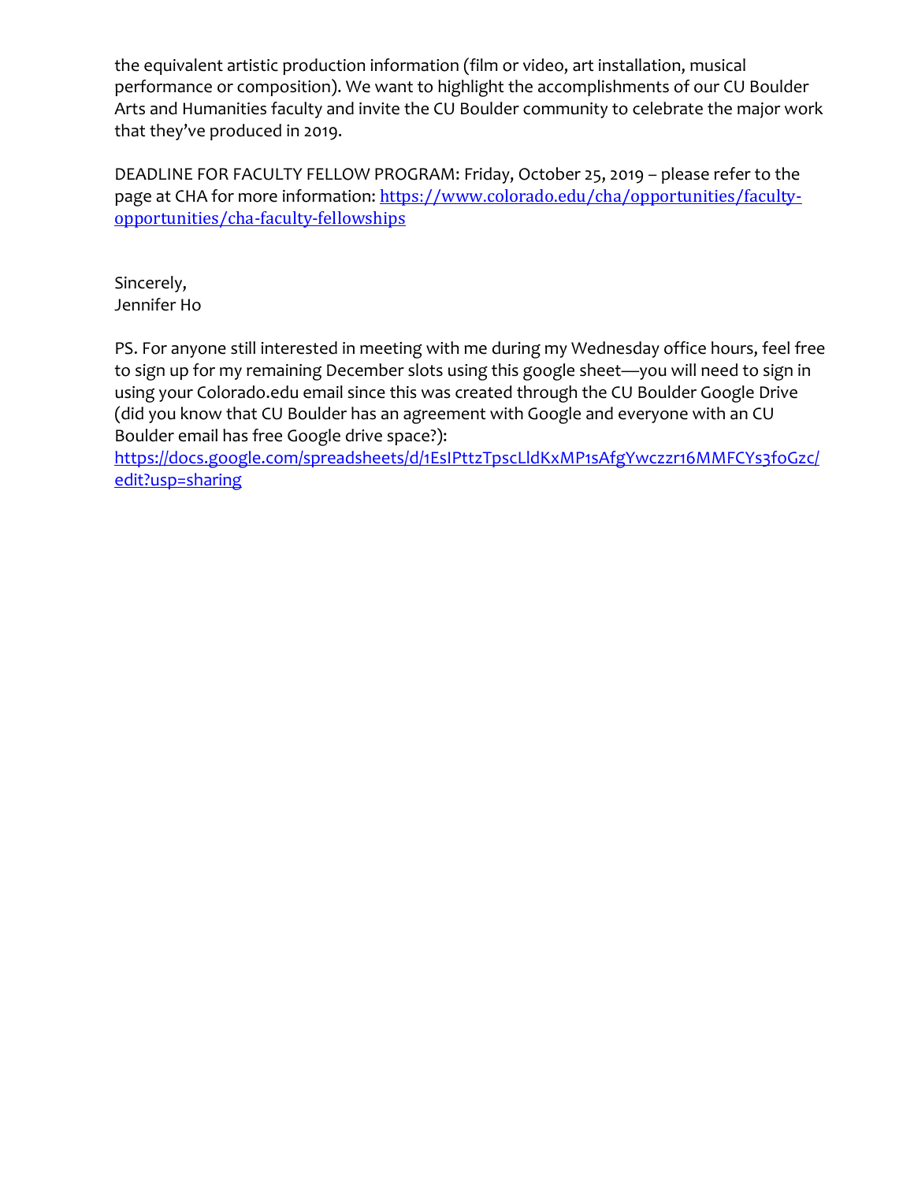the equivalent artistic production information (film or video, art installation, musical performance or composition). We want to highlight the accomplishments of our CU Boulder Arts and Humanities faculty and invite the CU Boulder community to celebrate the major work that they've produced in 2019.

DEADLINE FOR FACULTY FELLOW PROGRAM: Friday, October 25, 2019 – please refer to the page at CHA for more information: [https://www.colorado.edu/cha/opportunities/faculty-opportunities/cha-faculty-fellowships](https://www.colorado.edu/cha/opportunities/faculty-opportunities/cha-faculty-fellowships)

Sincerely,
Jennifer Ho

PS. For anyone still interested in meeting with me during my Wednesday office hours, feel free to sign up for my remaining December slots using this google sheet—you will need to sign in using your Colorado.edu email since this was created through the CU Boulder Google Drive (did you know that CU Boulder has an agreement with Google and everyone with an CU Boulder email has free Google drive space?):
[https://docs.google.com/spreadsheets/d/1EsIPttzTpscLldKxMP1sAfgYwczzr16MMFCYs3foGzc/edit?usp=sharing](https://docs.google.com/spreadsheets/d/1EsIPttzTpscLldKxMP1sAfgYwczzr16MMFCYs3foGzc/edit?usp=sharing)